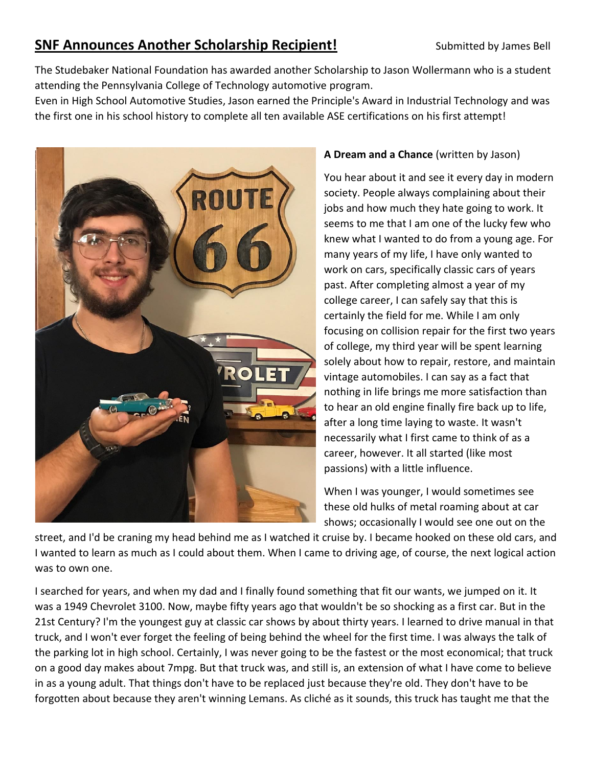## SNF Announces Another Scholarship Recipient!

Submitted by James Bell

The Studebaker National Foundation has awarded another Scholarship to Jason Wollermann who is a student attending the Pennsylvania College of Technology automotive program.
Even in High School Automotive Studies, Jason earned the Principle's Award in Industrial Technology and was the first one in his school history to complete all ten available ASE certifications on his first attempt!

**A Dream and a Chance** (written by Jason)

You hear about it and see it every day in modern society. People always complaining about their jobs and how much they hate going to work. It seems to me that I am one of the lucky few who knew what I wanted to do from a young age. For many years of my life, I have only wanted to work on cars, specifically classic cars of years past. After completing almost a year of my college career, I can safely say that this is certainly the field for me. While I am only focusing on collision repair for the first two years of college, my third year will be spent learning solely about how to repair, restore, and maintain vintage automobiles. I can say as a fact that nothing in life brings me more satisfaction than to hear an old engine finally fire back up to life, after a long time laying to waste. It wasn't necessarily what I first came to think of as a career, however. It all started (like most passions) with a little influence.

When I was younger, I would sometimes see these old hulks of metal roaming about at car shows; occasionally I would see one out on the street, and I'd be craning my head behind me as I watched it cruise by. I became hooked on these old cars, and I wanted to learn as much as I could about them. When I came to driving age, of course, the next logical action was to own one.

I searched for years, and when my dad and I finally found something that fit our wants, we jumped on it. It was a 1949 Chevrolet 3100. Now, maybe fifty years ago that wouldn't be so shocking as a first car. But in the 21st Century? I'm the youngest guy at classic car shows by about thirty years. I learned to drive manual in that truck, and I won't ever forget the feeling of being behind the wheel for the first time. I was always the talk of the parking lot in high school. Certainly, I was never going to be the fastest or the most economical; that truck on a good day makes about 7mpg. But that truck was, and still is, an extension of what I have come to believe in as a young adult. That things don't have to be replaced just because they're old. They don't have to be forgotten about because they aren't winning Lemans. As cliché as it sounds, this truck has taught me that the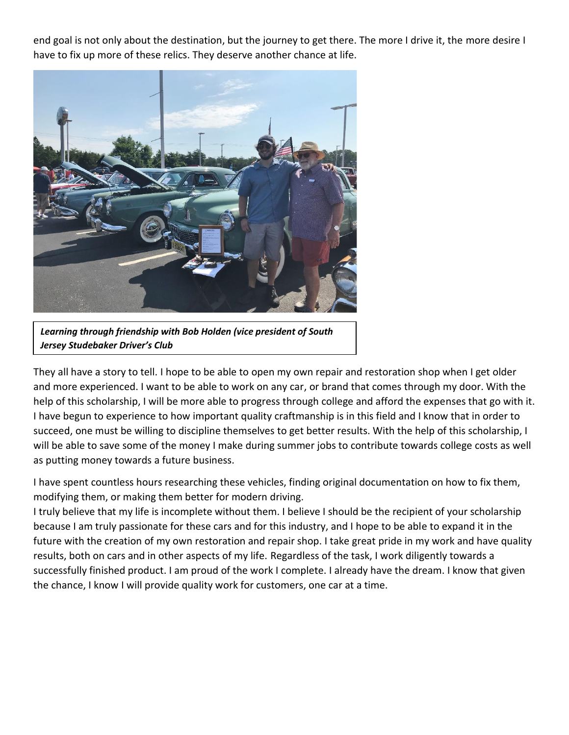end goal is not only about the destination, but the journey to get there. The more I drive it, the more desire I have to fix up more of these relics. They deserve another chance at life.

***Learning through friendship with Bob Holden (vice president of South Jersey Studebaker Driver's Club***

They all have a story to tell. I hope to be able to open my own repair and restoration shop when I get older and more experienced. I want to be able to work on any car, or brand that comes through my door. With the help of this scholarship, I will be more able to progress through college and afford the expenses that go with it. I have begun to experience to how important quality craftmanship is in this field and I know that in order to succeed, one must be willing to discipline themselves to get better results. With the help of this scholarship, I will be able to save some of the money I make during summer jobs to contribute towards college costs as well as putting money towards a future business.

I have spent countless hours researching these vehicles, finding original documentation on how to fix them, modifying them, or making them better for modern driving.

I truly believe that my life is incomplete without them. I believe I should be the recipient of your scholarship because I am truly passionate for these cars and for this industry, and I hope to be able to expand it in the future with the creation of my own restoration and repair shop. I take great pride in my work and have quality results, both on cars and in other aspects of my life. Regardless of the task, I work diligently towards a successfully finished product. I am proud of the work I complete. I already have the dream. I know that given the chance, I know I will provide quality work for customers, one car at a time.